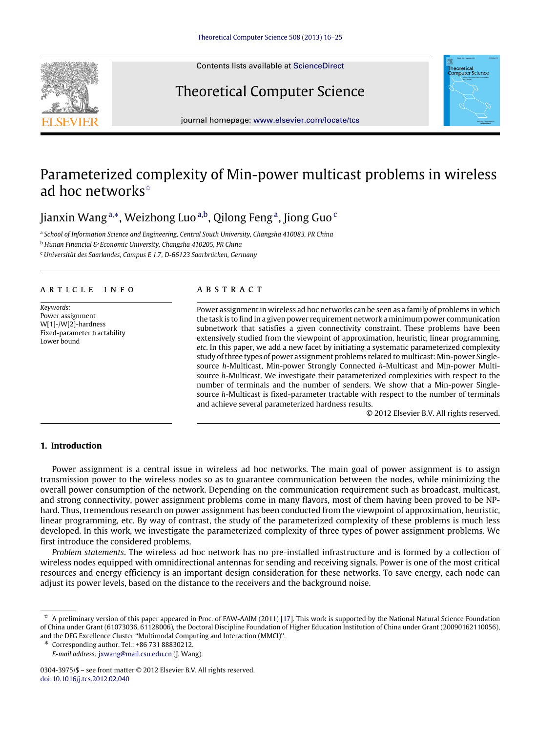# Parameterized complexity of Min-power multicast problems in wireless ad hoc networks ☆

Jianxin Wang [a,*], Weizhong Luo [a,b], Qilong Feng [a], Jiong Guo [c]

[a] *School of Information Science and Engineering, Central South University, Changsha 410083, PR China*

[b] *Hunan Financial & Economic University, Changsha 410205, PR China*

[c] *Universität des Saarlandes, Campus E 1.7, D-66123 Saarbrücken, Germany*

## ARTICLE INFO

*Keywords:*
Power assignment
W[1]-/W[2]-hardness
Fixed-parameter tractability
Lower bound

## ABSTRACT

Power assignment in wireless ad hoc networks can be seen as a family of problems in which the task is to find in a given power requirement network a minimum power communication subnetwork that satisfies a given connectivity constraint. These problems have been extensively studied from the viewpoint of approximation, heuristic, linear programming, *etc.* In this paper, we add a new facet by initiating a systematic parameterized complexity study of three types of power assignment problems related to multicast: Min-power Single-source $h$-Multicast, Min-power Strongly Connected $h$-Multicast and Min-power Multi-source $h$-Multicast. We investigate their parameterized complexities with respect to the number of terminals and the number of senders. We show that a Min-power Single-source $h$-Multicast is fixed-parameter tractable with respect to the number of terminals and achieve several parameterized hardness results.

© 2012 Elsevier B.V. All rights reserved.

## 1. Introduction

Power assignment is a central issue in wireless ad hoc networks. The main goal of power assignment is to assign transmission power to the wireless nodes so as to guarantee communication between the nodes, while minimizing the overall power consumption of the network. Depending on the communication requirement such as broadcast, multicast, and strong connectivity, power assignment problems come in many flavors, most of them having been proved to be NP-hard. Thus, tremendous research on power assignment has been conducted from the viewpoint of approximation, heuristic, linear programming, etc. By way of contrast, the study of the parameterized complexity of these problems is much less developed. In this work, we investigate the parameterized complexity of three types of power assignment problems. We first introduce the considered problems.

*Problem statements*. The wireless ad hoc network has no pre-installed infrastructure and is formed by a collection of wireless nodes equipped with omnidirectional antennas for sending and receiving signals. Power is one of the most critical resources and energy efficiency is an important design consideration for these networks. To save energy, each node can adjust its power levels, based on the distance to the receivers and the background noise.

---

☆ A preliminary version of this paper appeared in Proc. of FAW-AAIM (2011) [17]. This work is supported by the National Natural Science Foundation of China under Grant (61073036, 61128006), the Doctoral Discipline Foundation of Higher Education Institution of China under Grant (20090162110056), and the DFG Excellence Cluster "Multimodal Computing and Interaction (MMCI)".

\* Corresponding author. Tel.: +86 731 88830212.
*E-mail address:* jxwang@mail.csu.edu.cn (J. Wang).

0304-3975/$ – see front matter © 2012 Elsevier B.V. All rights reserved.
doi:10.1016/j.tcs.2012.02.040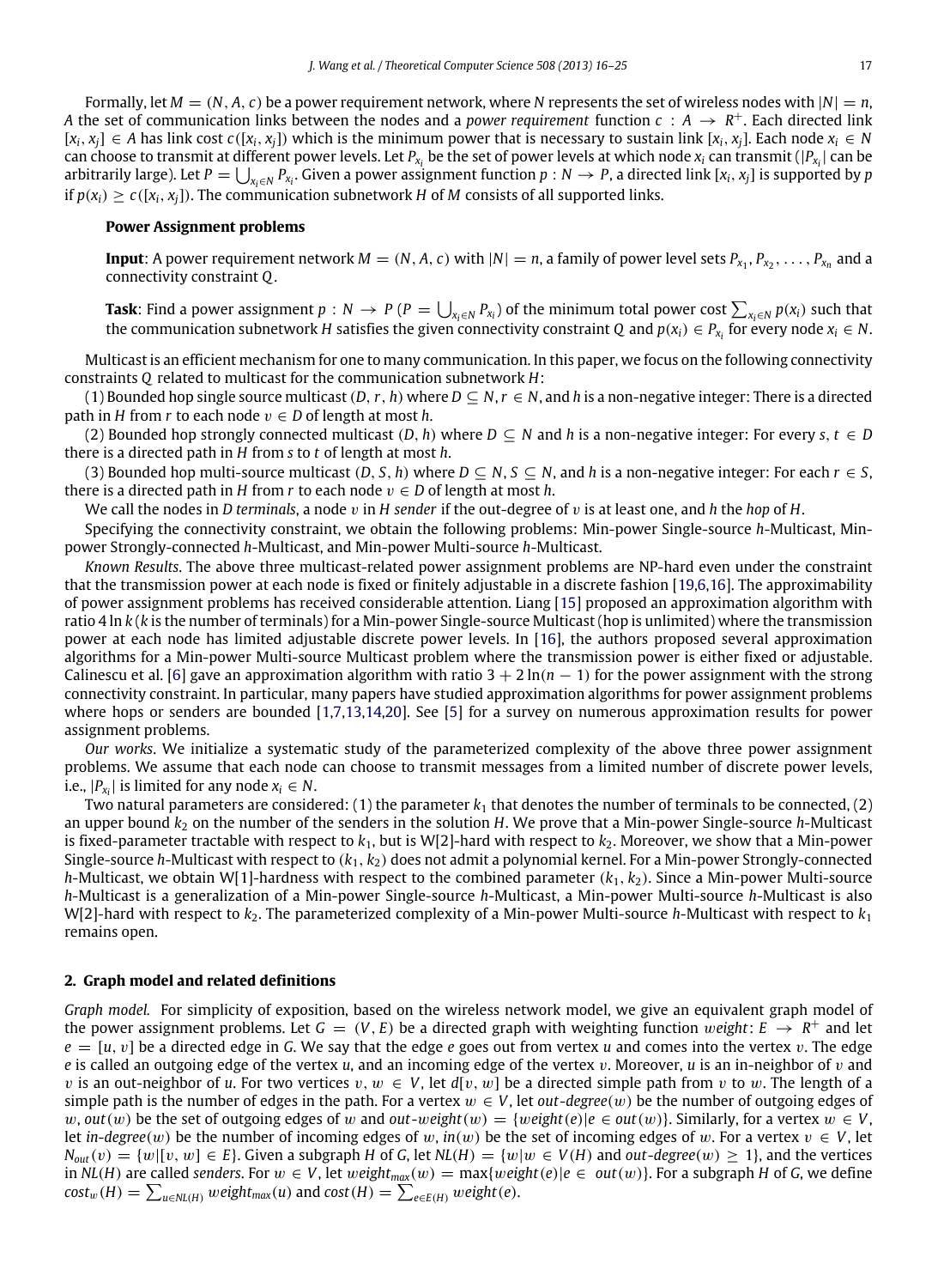Formally, let $M = (N, A, c)$ be a power requirement network, where $N$ represents the set of wireless nodes with $|N| = n$, $A$ the set of communication links between the nodes and a *power requirement* function $c : A \to R^+$. Each directed link $[x_i, x_j] \in A$ has link cost $c([x_i, x_j])$ which is the minimum power that is necessary to sustain link $[x_i, x_j]$. Each node $x_i \in N$ can choose to transmit at different power levels. Let $P_{x_i}$ be the set of power levels at which node $x_i$ can transmit ($|P_{x_i}|$ can be arbitrarily large). Let $P = \bigcup_{x_i \in N} P_{x_i}$. Given a power assignment function $p : N \to P$, a directed link $[x_i, x_j]$ is supported by $p$ if $p(x_i) \geq c([x_i, x_j])$. The communication subnetwork $H$ of $M$ consists of all supported links.

**Power Assignment problems**

**Input**: A power requirement network $M = (N, A, c)$ with $|N| = n$, a family of power level sets $P_{x_1}, P_{x_2}, \ldots, P_{x_n}$ and a connectivity constraint $Q$.

**Task**: Find a power assignment $p : N \to P$ ($P = \bigcup_{x_i \in N} P_{x_i}$) of the minimum total power cost $\sum_{x_i \in N} p(x_i)$ such that the communication subnetwork $H$ satisfies the given connectivity constraint $Q$ and $p(x_i) \in P_{x_i}$ for every node $x_i \in N$.

Multicast is an efficient mechanism for one to many communication. In this paper, we focus on the following connectivity constraints $Q$ related to multicast for the communication subnetwork $H$:

(1) Bounded hop single source multicast $(D, r, h)$ where $D \subseteq N$, $r \in N$, and $h$ is a non-negative integer: There is a directed path in $H$ from $r$ to each node $v \in D$ of length at most $h$.

(2) Bounded hop strongly connected multicast $(D, h)$ where $D \subseteq N$ and $h$ is a non-negative integer: For every $s, t \in D$ there is a directed path in $H$ from $s$ to $t$ of length at most $h$.

(3) Bounded hop multi-source multicast $(D, S, h)$ where $D \subseteq N$, $S \subseteq N$, and $h$ is a non-negative integer: For each $r \in S$, there is a directed path in $H$ from $r$ to each node $v \in D$ of length at most $h$.

We call the nodes in $D$ *terminals*, a node $v$ in $H$ *sender* if the out-degree of $v$ is at least one, and $h$ the *hop* of $H$.

Specifying the connectivity constraint, we obtain the following problems: Min-power Single-source $h$-Multicast, Min-power Strongly-connected $h$-Multicast, and Min-power Multi-source $h$-Multicast.

*Known Results.* The above three multicast-related power assignment problems are NP-hard even under the constraint that the transmission power at each node is fixed or finitely adjustable in a discrete fashion [19,6,16]. The approximability of power assignment problems has received considerable attention. Liang [15] proposed an approximation algorithm with ratio $4 \ln k$ ($k$ is the number of terminals) for a Min-power Single-source Multicast (hop is unlimited) where the transmission power at each node has limited adjustable discrete power levels. In [16], the authors proposed several approximation algorithms for a Min-power Multi-source Multicast problem where the transmission power is either fixed or adjustable. Calinescu et al. [6] gave an approximation algorithm with ratio $3 + 2\ln(n-1)$ for the power assignment with the strong connectivity constraint. In particular, many papers have studied approximation algorithms for power assignment problems where hops or senders are bounded [1,7,13,14,20]. See [5] for a survey on numerous approximation results for power assignment problems.

*Our works.* We initialize a systematic study of the parameterized complexity of the above three power assignment problems. We assume that each node can choose to transmit messages from a limited number of discrete power levels, i.e., $|P_{x_i}|$ is limited for any node $x_i \in N$.

Two natural parameters are considered: (1) the parameter $k_1$ that denotes the number of terminals to be connected, (2) an upper bound $k_2$ on the number of the senders in the solution $H$. We prove that a Min-power Single-source $h$-Multicast is fixed-parameter tractable with respect to $k_1$, but is W[2]-hard with respect to $k_2$. Moreover, we show that a Min-power Single-source $h$-Multicast with respect to $(k_1, k_2)$ does not admit a polynomial kernel. For a Min-power Strongly-connected $h$-Multicast, we obtain W[1]-hardness with respect to the combined parameter $(k_1, k_2)$. Since a Min-power Multi-source $h$-Multicast is a generalization of a Min-power Single-source $h$-Multicast, a Min-power Multi-source $h$-Multicast is also W[2]-hard with respect to $k_2$. The parameterized complexity of a Min-power Multi-source $h$-Multicast with respect to $k_1$ remains open.

## 2. Graph model and related definitions

*Graph model.* For simplicity of exposition, based on the wireless network model, we give an equivalent graph model of the power assignment problems. Let $G = (V, E)$ be a directed graph with weighting function $weight: E \to R^+$ and let $e = [u, v]$ be a directed edge in $G$. We say that the edge $e$ goes out from vertex $u$ and comes into the vertex $v$. The edge $e$ is called an outgoing edge of the vertex $u$, and an incoming edge of the vertex $v$. Moreover, $u$ is an in-neighbor of $v$ and $v$ is an out-neighbor of $u$. For two vertices $v, w \in V$, let $d[v, w]$ be a directed simple path from $v$ to $w$. The length of a simple path is the number of edges in the path. For a vertex $w \in V$, let *out-degree*$(w)$ be the number of outgoing edges of $w$, $out(w)$ be the set of outgoing edges of $w$ and $out\text{-}weight(w) = \{weight(e) | e \in out(w)\}$. Similarly, for a vertex $w \in V$, let *in-degree*$(w)$ be the number of incoming edges of $w$, $in(w)$ be the set of incoming edges of $w$. For a vertex $v \in V$, let $N_{out}(v) = \{w | [v, w] \in E\}$. Given a subgraph $H$ of $G$, let $NL(H) = \{w | w \in V(H)$ and *out-degree*$(w) \geq 1\}$, and the vertices in $NL(H)$ are called *senders*. For $w \in V$, let $weight_{max}(w) = \max\{weight(e) | e \in out(w)\}$. For a subgraph $H$ of $G$, we define $cost_w(H) = \sum_{u \in NL(H)} weight_{max}(u)$ and $cost(H) = \sum_{e \in E(H)} weight(e)$.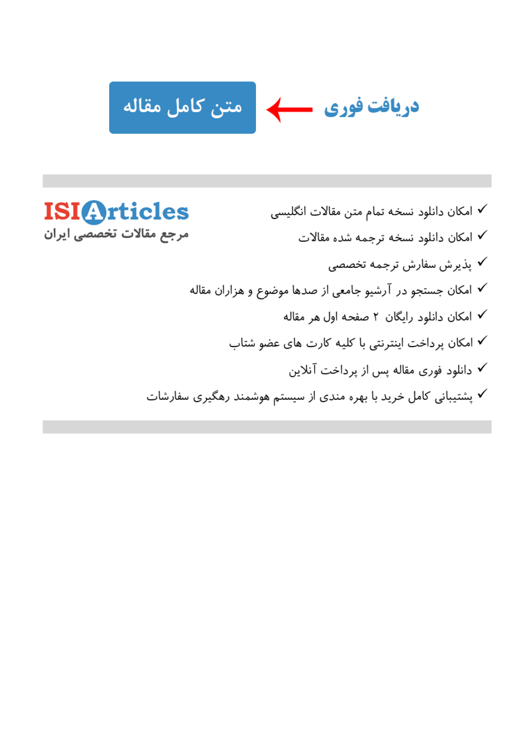دریافت فوری ← متن کامل مقاله

**ISIArticles**
مرجع مقالات تخصصی ایران

- ✓ امکان دانلود نسخه تمام متن مقالات انگلیسی
- ✓ امکان دانلود نسخه ترجمه شده مقالات
- ✓ پذیرش سفارش ترجمه تخصصی
- ✓ امکان جستجو در آرشیو جامعی از صدها موضوع و هزاران مقاله
- ✓ امکان دانلود رایگان ۲ صفحه اول هر مقاله
- ✓ امکان پرداخت اینترنتی با کلیه کارت های عضو شتاب
- ✓ دانلود فوری مقاله پس از پرداخت آنلاین
- ✓ پشتیبانی کامل خرید با بهره مندی از سیستم هوشمند رهگیری سفارشات